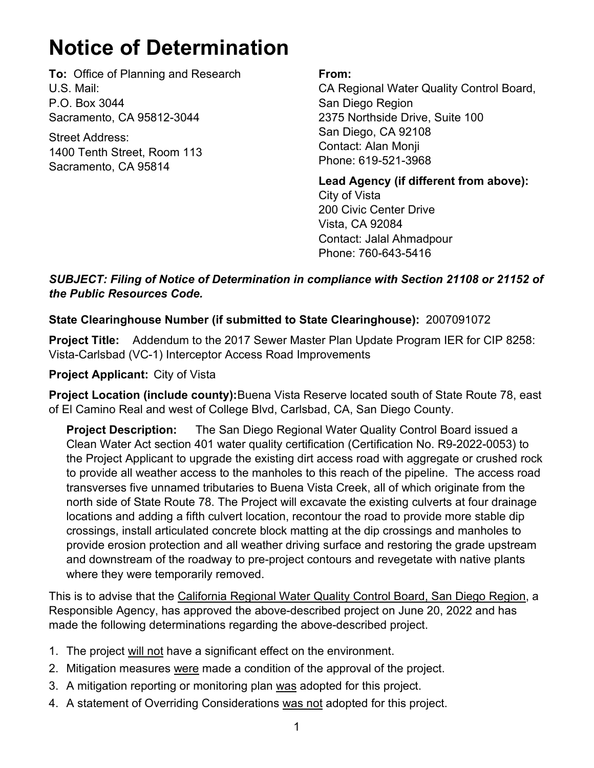# Notice of Determination

**To:** Office of Planning and Research
U.S. Mail:
P.O. Box 3044
Sacramento, CA 95812-3044

Street Address:
1400 Tenth Street, Room 113
Sacramento, CA 95814

**From:**
CA Regional Water Quality Control Board,
San Diego Region
2375 Northside Drive, Suite 100
San Diego, CA 92108
Contact: Alan Monji
Phone: 619-521-3968

**Lead Agency (if different from above):**
City of Vista
200 Civic Center Drive
Vista, CA 92084
Contact: Jalal Ahmadpour
Phone: 760-643-5416

***SUBJECT: Filing of Notice of Determination in compliance with Section 21108 or 21152 of the Public Resources Code.***

**State Clearinghouse Number (if submitted to State Clearinghouse):** 2007091072

**Project Title:** Addendum to the 2017 Sewer Master Plan Update Program IER for CIP 8258: Vista-Carlsbad (VC-1) Interceptor Access Road Improvements

**Project Applicant:** City of Vista

**Project Location (include county):** Buena Vista Reserve located south of State Route 78, east of El Camino Real and west of College Blvd, Carlsbad, CA, San Diego County.

**Project Description:** The San Diego Regional Water Quality Control Board issued a Clean Water Act section 401 water quality certification (Certification No. R9-2022-0053) to the Project Applicant to upgrade the existing dirt access road with aggregate or crushed rock to provide all weather access to the manholes to this reach of the pipeline. The access road transverses five unnamed tributaries to Buena Vista Creek, all of which originate from the north side of State Route 78. The Project will excavate the existing culverts at four drainage locations and adding a fifth culvert location, recontour the road to provide more stable dip crossings, install articulated concrete block matting at the dip crossings and manholes to provide erosion protection and all weather driving surface and restoring the grade upstream and downstream of the roadway to pre-project contours and revegetate with native plants where they were temporarily removed.

This is to advise that the California Regional Water Quality Control Board, San Diego Region, a Responsible Agency, has approved the above-described project on June 20, 2022 and has made the following determinations regarding the above-described project.

1. The project will not have a significant effect on the environment.
2. Mitigation measures were made a condition of the approval of the project.
3. A mitigation reporting or monitoring plan was adopted for this project.
4. A statement of Overriding Considerations was not adopted for this project.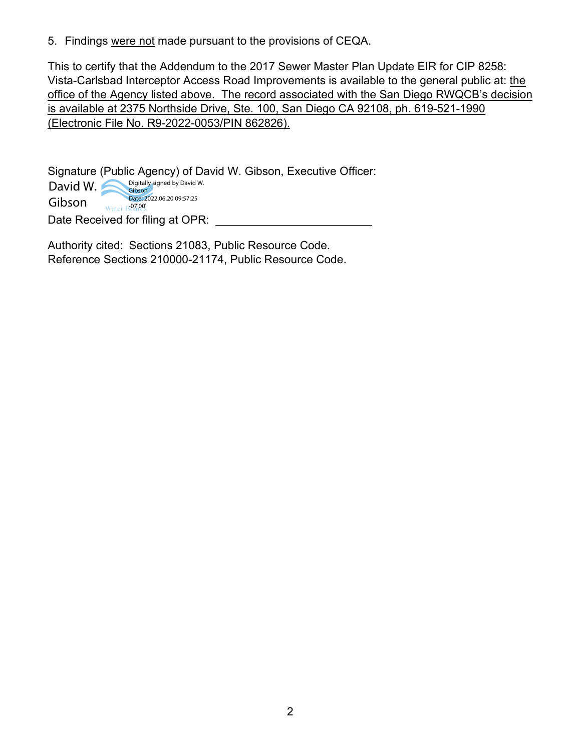5. Findings were not made pursuant to the provisions of CEQA.

This to certify that the Addendum to the 2017 Sewer Master Plan Update EIR for CIP 8258: Vista-Carlsbad Interceptor Access Road Improvements is available to the general public at: the office of the Agency listed above. The record associated with the San Diego RWQCB's decision is available at 2375 Northside Drive, Ste. 100, San Diego CA 92108, ph. 619-521-1990 (Electronic File No. R9-2022-0053/PIN 862826).

Signature (Public Agency) of David W. Gibson, Executive Officer:

David W. Gibson — Digitally signed by David W. Gibson Date: 2022.06.20 09:57:25 -07'00'

Date Received for filing at OPR: ____________________

Authority cited: Sections 21083, Public Resource Code.
Reference Sections 210000-21174, Public Resource Code.